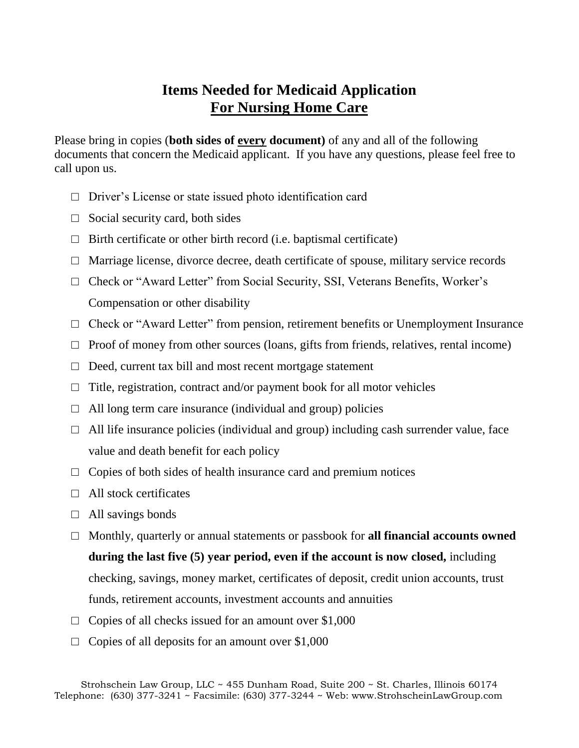# Items Needed for Medicaid Application
## For Nursing Home Care

Please bring in copies (**both sides of every document)** of any and all of the following documents that concern the Medicaid applicant. If you have any questions, please feel free to call upon us.

- □ Driver's License or state issued photo identification card
- □ Social security card, both sides
- □ Birth certificate or other birth record (i.e. baptismal certificate)
- □ Marriage license, divorce decree, death certificate of spouse, military service records
- □ Check or "Award Letter" from Social Security, SSI, Veterans Benefits, Worker's Compensation or other disability
- □ Check or "Award Letter" from pension, retirement benefits or Unemployment Insurance
- □ Proof of money from other sources (loans, gifts from friends, relatives, rental income)
- □ Deed, current tax bill and most recent mortgage statement
- □ Title, registration, contract and/or payment book for all motor vehicles
- □ All long term care insurance (individual and group) policies
- □ All life insurance policies (individual and group) including cash surrender value, face value and death benefit for each policy
- □ Copies of both sides of health insurance card and premium notices
- □ All stock certificates
- □ All savings bonds
- □ Monthly, quarterly or annual statements or passbook for **all financial accounts owned during the last five (5) year period, even if the account is now closed,** including checking, savings, money market, certificates of deposit, credit union accounts, trust funds, retirement accounts, investment accounts and annuities
- □ Copies of all checks issued for an amount over $1,000
- □ Copies of all deposits for an amount over $1,000

Strohschein Law Group, LLC ~ 455 Dunham Road, Suite 200 ~ St. Charles, Illinois 60174
Telephone: (630) 377-3241 ~ Facsimile: (630) 377-3244 ~ Web: www.StrohscheinLawGroup.com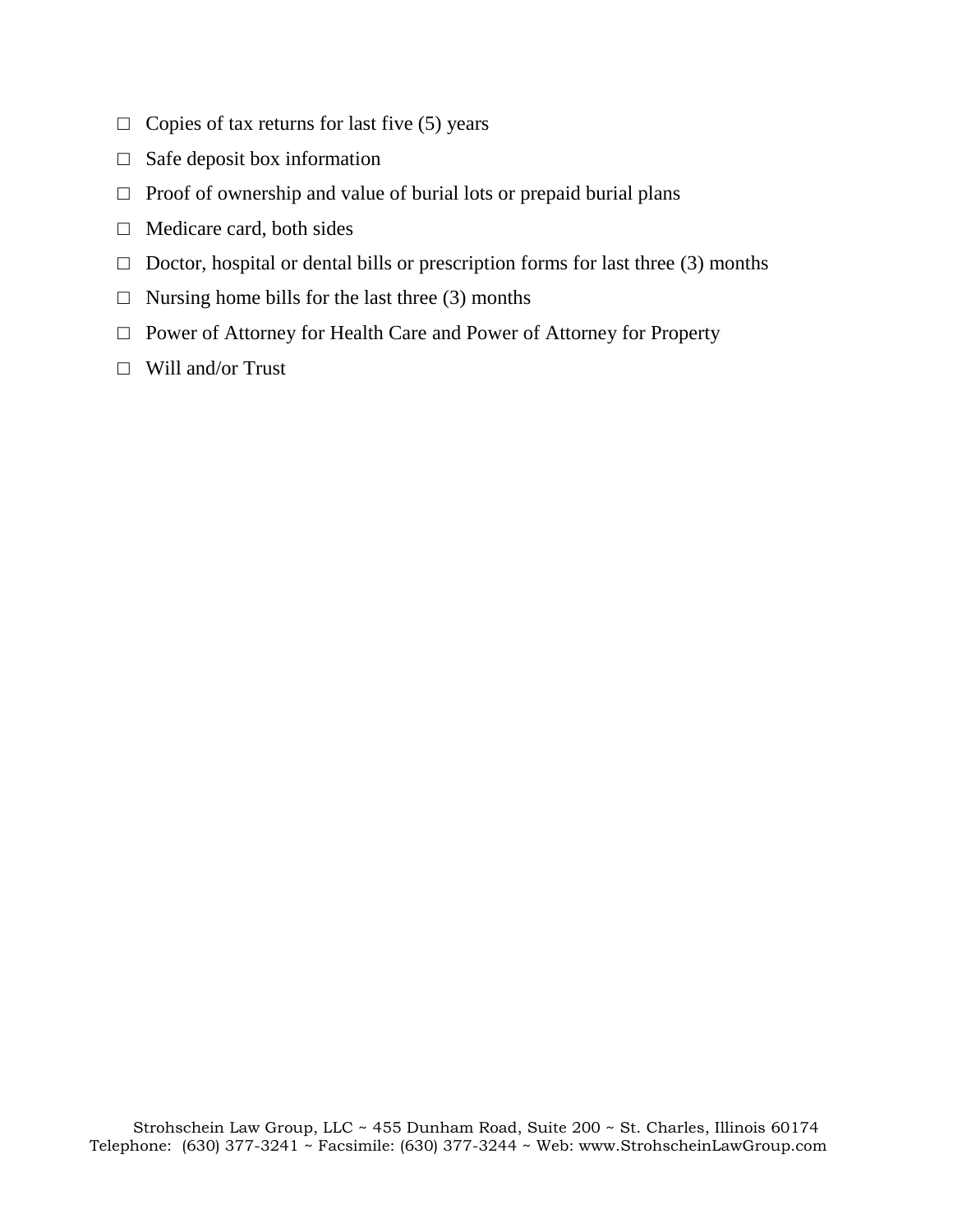- ☐ Copies of tax returns for last five (5) years
- ☐ Safe deposit box information
- ☐ Proof of ownership and value of burial lots or prepaid burial plans
- ☐ Medicare card, both sides
- ☐ Doctor, hospital or dental bills or prescription forms for last three (3) months
- ☐ Nursing home bills for the last three (3) months
- ☐ Power of Attorney for Health Care and Power of Attorney for Property
- ☐ Will and/or Trust